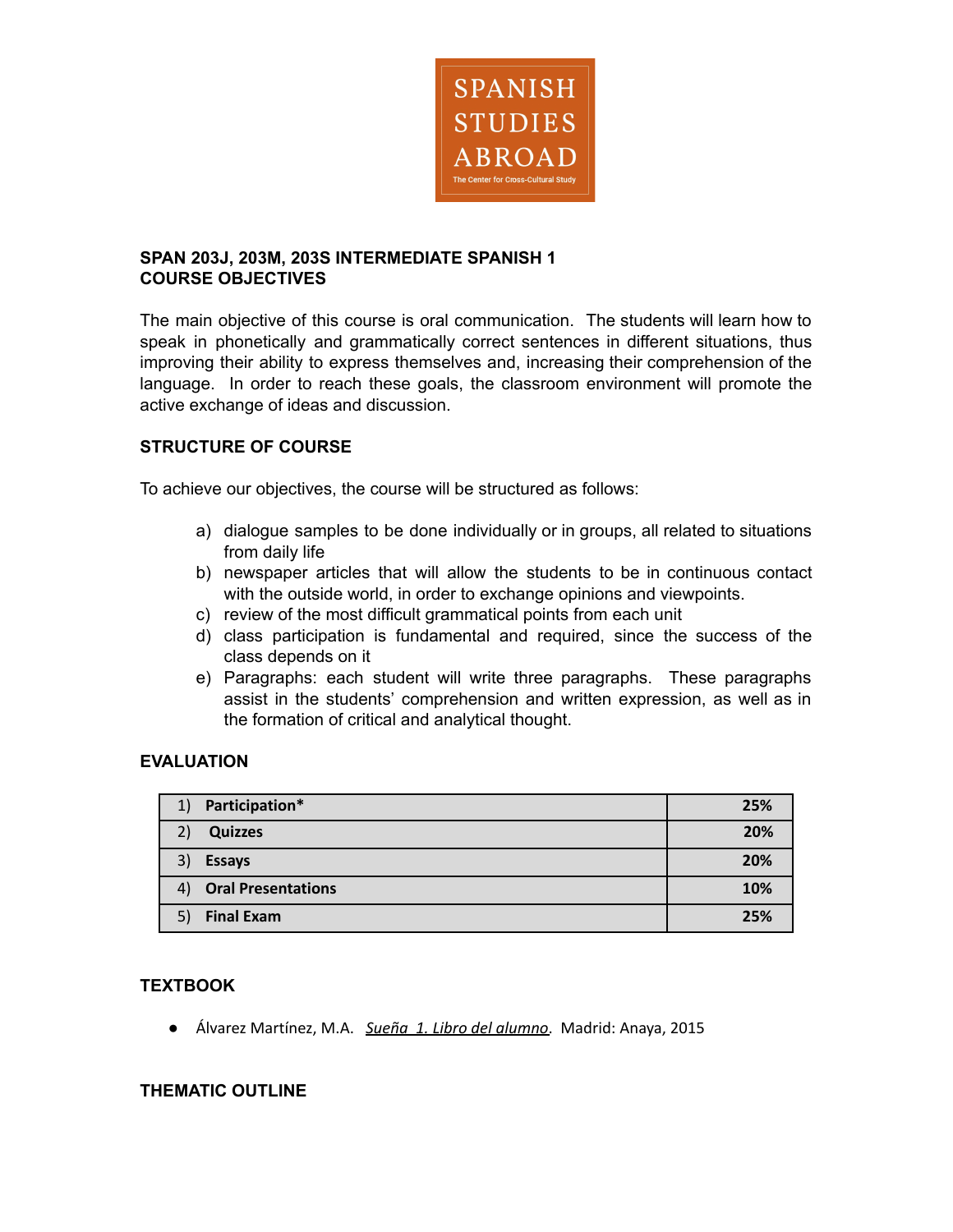SPANISH STUDIES ABROAD

The Center for Cross-Cultural Study

## SPAN 203J, 203M, 203S INTERMEDIATE SPANISH 1
## COURSE OBJECTIVES

The main objective of this course is oral communication. The students will learn how to speak in phonetically and grammatically correct sentences in different situations, thus improving their ability to express themselves and, increasing their comprehension of the language. In order to reach these goals, the classroom environment will promote the active exchange of ideas and discussion.

## STRUCTURE OF COURSE

To achieve our objectives, the course will be structured as follows:

a) dialogue samples to be done individually or in groups, all related to situations from daily life
b) newspaper articles that will allow the students to be in continuous contact with the outside world, in order to exchange opinions and viewpoints.
c) review of the most difficult grammatical points from each unit
d) class participation is fundamental and required, since the success of the class depends on it
e) Paragraphs: each student will write three paragraphs. These paragraphs assist in the students' comprehension and written expression, as well as in the formation of critical and analytical thought.

## EVALUATION

| Component | Weight |
| --- | --- |
| 1) **Participation*** | **25%** |
| 2) **Quizzes** | **20%** |
| 3) **Essays** | **20%** |
| 4) **Oral Presentations** | **10%** |
| 5) **Final Exam** | **25%** |

## TEXTBOOK

- Álvarez Martínez, M.A. *Sueña 1. Libro del alumno*. Madrid: Anaya, 2015

## THEMATIC OUTLINE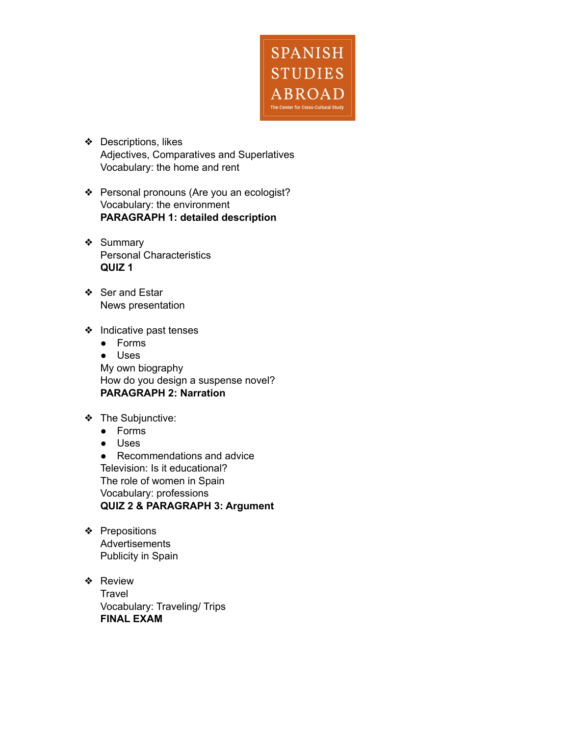SPANISH STUDIES ABROAD

The Center for Cross-Cultural Study

- Descriptions, likes
  Adjectives, Comparatives and Superlatives
  Vocabulary: the home and rent

- Personal pronouns (Are you an ecologist?
  Vocabulary: the environment
  **PARAGRAPH 1: detailed description**

- Summary
  Personal Characteristics
  **QUIZ 1**

- Ser and Estar
  News presentation

- Indicative past tenses
  - Forms
  - Uses

  My own biography
  How do you design a suspense novel?
  **PARAGRAPH 2: Narration**

- The Subjunctive:
  - Forms
  - Uses
  - Recommendations and advice

  Television: Is it educational?
  The role of women in Spain
  Vocabulary: professions
  **QUIZ 2 & PARAGRAPH 3: Argument**

- Prepositions
  Advertisements
  Publicity in Spain

- Review
  Travel
  Vocabulary: Traveling/ Trips
  **FINAL EXAM**